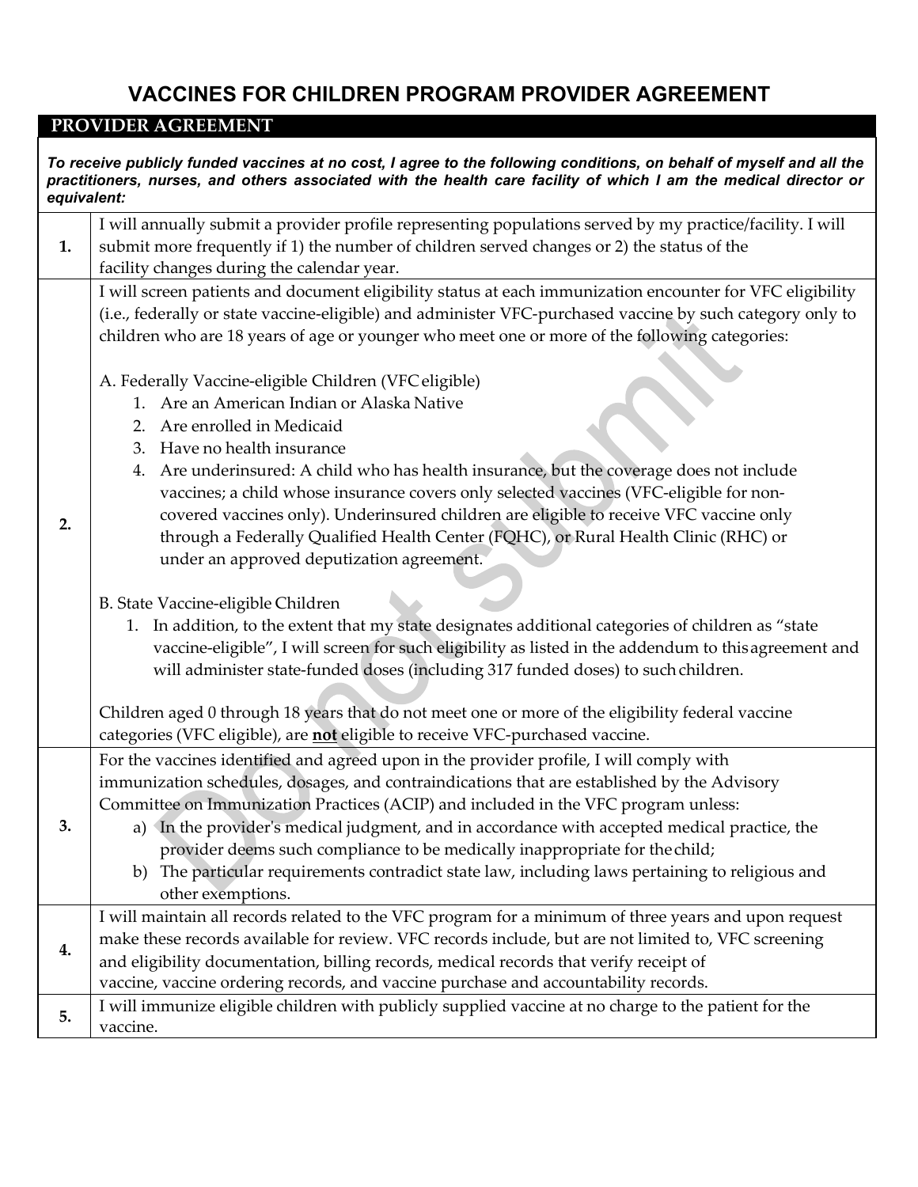# VACCINES FOR CHILDREN PROGRAM PROVIDER AGREEMENT

## PROVIDER AGREEMENT

***To receive publicly funded vaccines at no cost, I agree to the following conditions, on behalf of myself and all the practitioners, nurses, and others associated with the health care facility of which I am the medical director or equivalent:***

| | |
|---|---|
| **1.** | I will annually submit a provider profile representing populations served by my practice/facility. I will submit more frequently if 1) the number of children served changes or 2) the status of the facility changes during the calendar year. |
| **2.** | I will screen patients and document eligibility status at each immunization encounter for VFC eligibility (i.e., federally or state vaccine-eligible) and administer VFC-purchased vaccine by such category only to children who are 18 years of age or younger who meet one or more of the following categories:<br><br>A. Federally Vaccine-eligible Children (VFC eligible)<br>1. Are an American Indian or Alaska Native<br>2. Are enrolled in Medicaid<br>3. Have no health insurance<br>4. Are underinsured: A child who has health insurance, but the coverage does not include vaccines; a child whose insurance covers only selected vaccines (VFC-eligible for non-covered vaccines only). Underinsured children are eligible to receive VFC vaccine only through a Federally Qualified Health Center (FQHC), or Rural Health Clinic (RHC) or under an approved deputization agreement.<br><br>B. State Vaccine-eligible Children<br>1. In addition, to the extent that my state designates additional categories of children as "state vaccine-eligible", I will screen for such eligibility as listed in the addendum to this agreement and will administer state-funded doses (including 317 funded doses) to such children.<br><br>Children aged 0 through 18 years that do not meet one or more of the eligibility federal vaccine categories (VFC eligible), are **not** eligible to receive VFC-purchased vaccine. |
| **3.** | For the vaccines identified and agreed upon in the provider profile, I will comply with immunization schedules, dosages, and contraindications that are established by the Advisory Committee on Immunization Practices (ACIP) and included in the VFC program unless:<br>a) In the provider's medical judgment, and in accordance with accepted medical practice, the provider deems such compliance to be medically inappropriate for the child;<br>b) The particular requirements contradict state law, including laws pertaining to religious and other exemptions. |
| **4.** | I will maintain all records related to the VFC program for a minimum of three years and upon request make these records available for review. VFC records include, but are not limited to, VFC screening and eligibility documentation, billing records, medical records that verify receipt of vaccine, vaccine ordering records, and vaccine purchase and accountability records. |
| **5.** | I will immunize eligible children with publicly supplied vaccine at no charge to the patient for the vaccine. |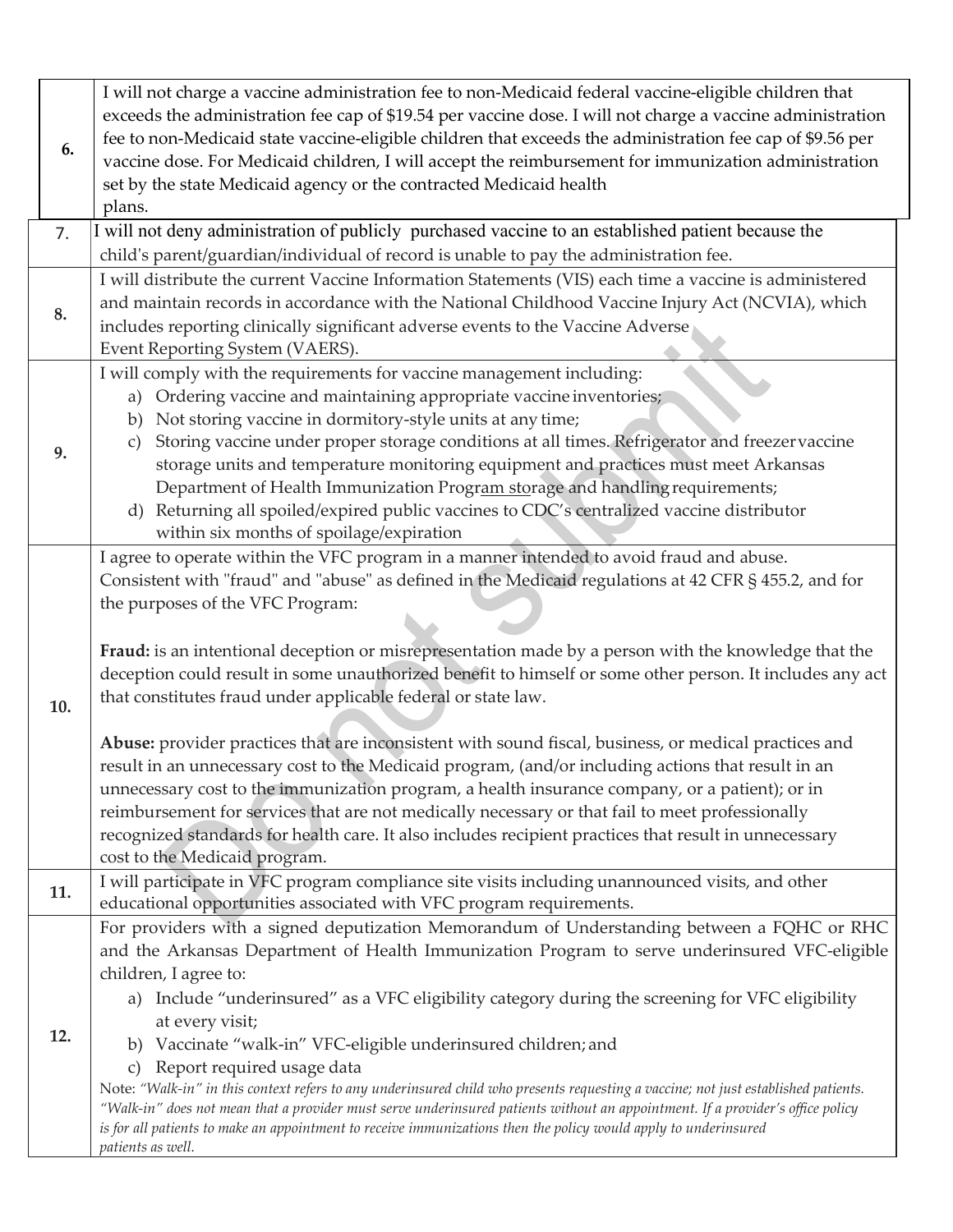| | |
|---|---|
| 6. | I will not charge a vaccine administration fee to non-Medicaid federal vaccine-eligible children that exceeds the administration fee cap of $19.54 per vaccine dose. I will not charge a vaccine administration fee to non-Medicaid state vaccine-eligible children that exceeds the administration fee cap of $9.56 per vaccine dose. For Medicaid children, I will accept the reimbursement for immunization administration set by the state Medicaid agency or the contracted Medicaid health plans. |
| 7. | I will not deny administration of publicly purchased vaccine to an established patient because the child's parent/guardian/individual of record is unable to pay the administration fee. |
| 8. | I will distribute the current Vaccine Information Statements (VIS) each time a vaccine is administered and maintain records in accordance with the National Childhood Vaccine Injury Act (NCVIA), which includes reporting clinically significant adverse events to the Vaccine Adverse Event Reporting System (VAERS). |
| 9. | I will comply with the requirements for vaccine management including:<br>a) Ordering vaccine and maintaining appropriate vaccine inventories;<br>b) Not storing vaccine in dormitory-style units at any time;<br>c) Storing vaccine under proper storage conditions at all times. Refrigerator and freezer vaccine storage units and temperature monitoring equipment and practices must meet Arkansas Department of Health Immunization Program storage and handling requirements;<br>d) Returning all spoiled/expired public vaccines to CDC's centralized vaccine distributor within six months of spoilage/expiration |
| 10. | I agree to operate within the VFC program in a manner intended to avoid fraud and abuse. Consistent with "fraud" and "abuse" as defined in the Medicaid regulations at 42 CFR § 455.2, and for the purposes of the VFC Program:<br><br>**Fraud:** is an intentional deception or misrepresentation made by a person with the knowledge that the deception could result in some unauthorized benefit to himself or some other person. It includes any act that constitutes fraud under applicable federal or state law.<br><br>**Abuse:** provider practices that are inconsistent with sound fiscal, business, or medical practices and result in an unnecessary cost to the Medicaid program, (and/or including actions that result in an unnecessary cost to the immunization program, a health insurance company, or a patient); or in reimbursement for services that are not medically necessary or that fail to meet professionally recognized standards for health care. It also includes recipient practices that result in unnecessary cost to the Medicaid program. |
| 11. | I will participate in VFC program compliance site visits including unannounced visits, and other educational opportunities associated with VFC program requirements. |
| 12. | For providers with a signed deputization Memorandum of Understanding between a FQHC or RHC and the Arkansas Department of Health Immunization Program to serve underinsured VFC-eligible children, I agree to:<br>a) Include "underinsured" as a VFC eligibility category during the screening for VFC eligibility at every visit;<br>b) Vaccinate "walk-in" VFC-eligible underinsured children; and<br>c) Report required usage data<br>Note: *"Walk-in" in this context refers to any underinsured child who presents requesting a vaccine; not just established patients. "Walk-in" does not mean that a provider must serve underinsured patients without an appointment. If a provider's office policy is for all patients to make an appointment to receive immunizations then the policy would apply to underinsured patients as well.* |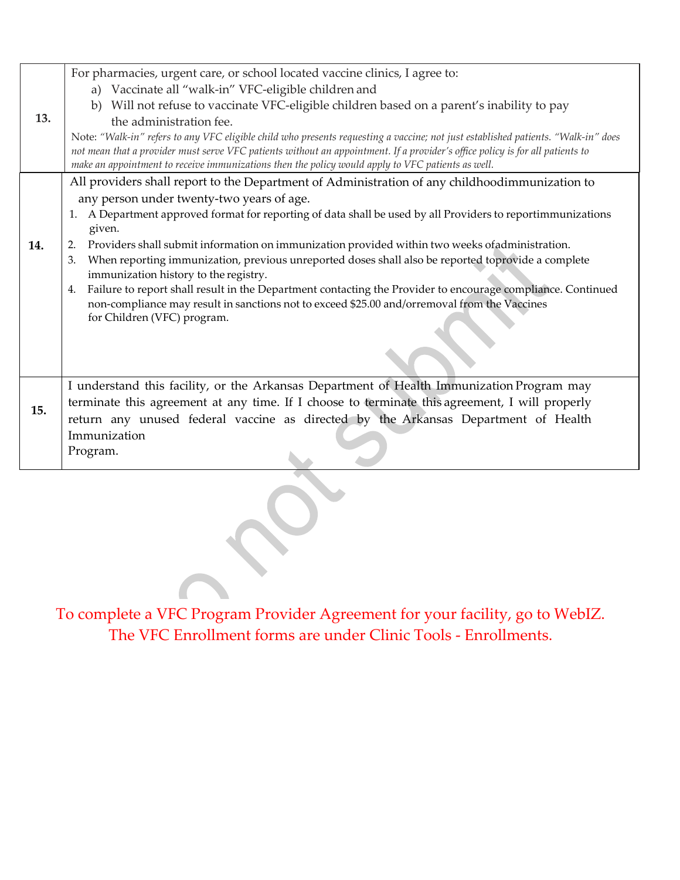| | |
|---|---|
| **13.** | For pharmacies, urgent care, or school located vaccine clinics, I agree to:<br>a) Vaccinate all "walk-in" VFC-eligible children and<br>b) Will not refuse to vaccinate VFC-eligible children based on a parent's inability to pay the administration fee.<br>Note: *"Walk-in" refers to any VFC eligible child who presents requesting a vaccine; not just established patients. "Walk-in" does not mean that a provider must serve VFC patients without an appointment. If a provider's office policy is for all patients to make an appointment to receive immunizations then the policy would apply to VFC patients as well.* |
| **14.** | All providers shall report to the Department of Administration of any childhoodimmunization to any person under twenty-two years of age.<br>1. A Department approved format for reporting of data shall be used by all Providers to reportimmunizations given.<br>2. Providers shall submit information on immunization provided within two weeks ofadministration.<br>3. When reporting immunization, previous unreported doses shall also be reported toprovide a complete immunization history to the registry.<br>4. Failure to report shall result in the Department contacting the Provider to encourage compliance. Continued non-compliance may result in sanctions not to exceed $25.00 and/orremoval from the Vaccines for Children (VFC) program. |
| **15.** | I understand this facility, or the Arkansas Department of Health Immunization Program may terminate this agreement at any time. If I choose to terminate this agreement, I will properly return any unused federal vaccine as directed by the Arkansas Department of Health Immunization Program. |

To complete a VFC Program Provider Agreement for your facility, go to WebIZ.
The VFC Enrollment forms are under Clinic Tools - Enrollments.